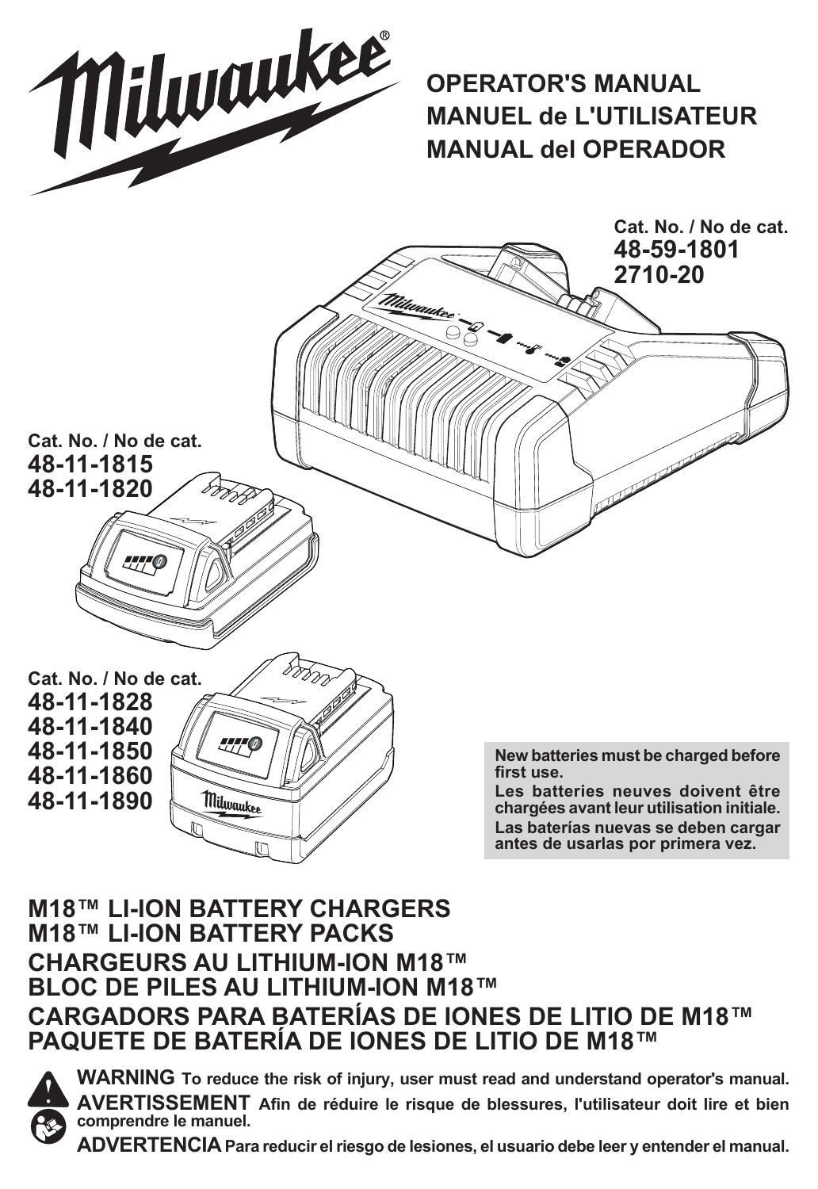# OPERATOR'S MANUAL
# MANUEL de L'UTILISATEUR
# MANUAL del OPERADOR

**Cat. No. / No de cat.**
**48-59-1801**
**2710-20**

**Cat. No. / No de cat.**
**48-11-1815**
**48-11-1820**

**Cat. No. / No de cat.**
**48-11-1828**
**48-11-1840**
**48-11-1850**
**48-11-1860**
**48-11-1890**

**New batteries must be charged before first use.**
**Les batteries neuves doivent être chargées avant leur utilisation initiale.**
**Las baterías nuevas se deben cargar antes de usarlas por primera vez.**

## M18™ LI-ION BATTERY CHARGERS
## M18™ LI-ION BATTERY PACKS
## CHARGEURS AU LITHIUM-ION M18™
## BLOC DE PILES AU LITHIUM-ION M18™
## CARGADORS PARA BATERÍAS DE IONES DE LITIO DE M18™
## PAQUETE DE BATERÍA DE IONES DE LITIO DE M18™

**WARNING** To reduce the risk of injury, user must read and understand operator's manual.

**AVERTISSEMENT** Afin de réduire le risque de blessures, l'utilisateur doit lire et bien comprendre le manuel.

**ADVERTENCIA** Para reducir el riesgo de lesiones, el usuario debe leer y entender el manual.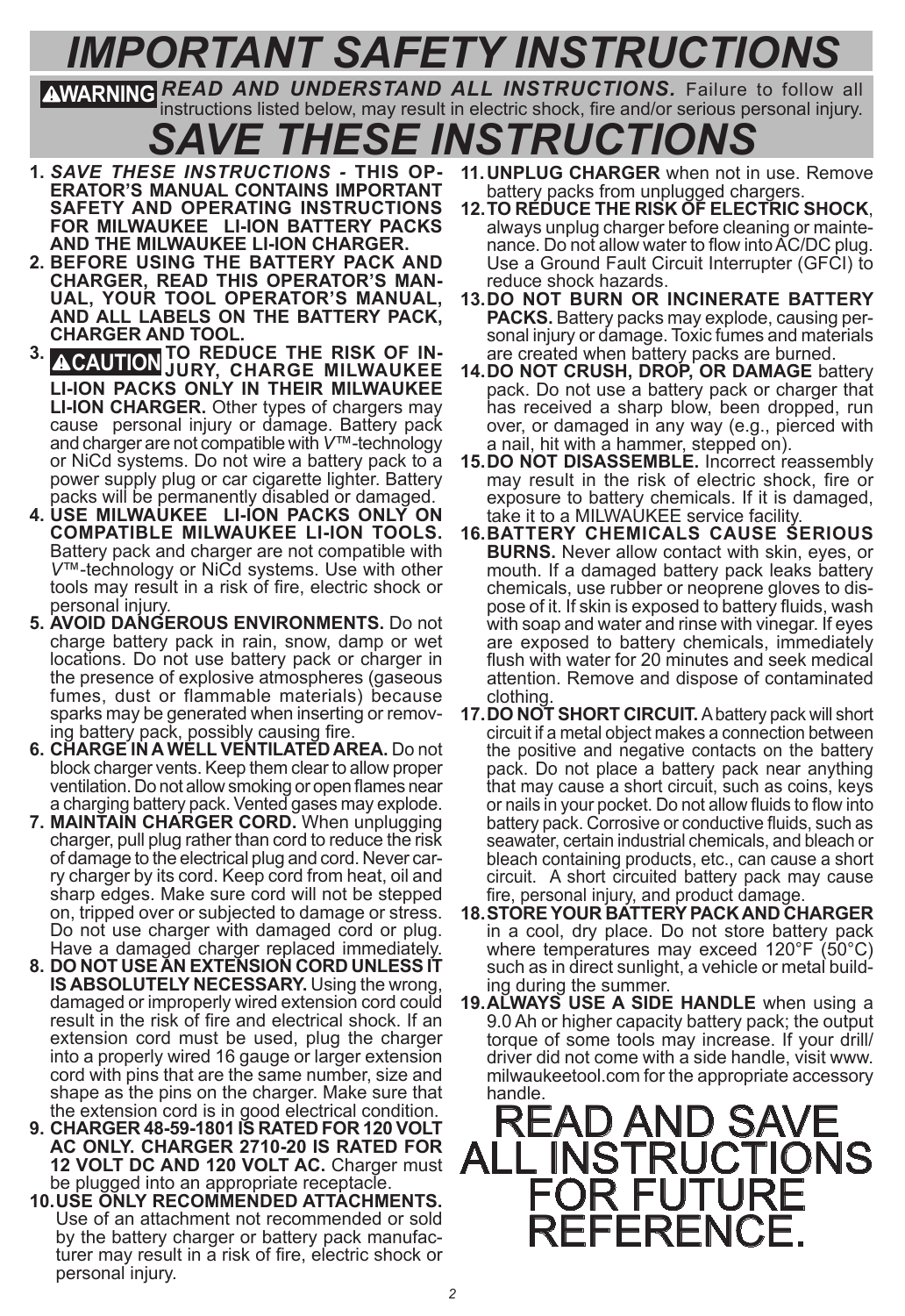# *IMPORTANT SAFETY INSTRUCTIONS*

**⚠WARNING** ***READ AND UNDERSTAND ALL INSTRUCTIONS.*** Failure to follow all instructions listed below, may result in electric shock, fire and/or serious personal injury.

# *SAVE THESE INSTRUCTIONS*

1. ***SAVE THESE INSTRUCTIONS*** **- THIS OPERATOR'S MANUAL CONTAINS IMPORTANT SAFETY AND OPERATING INSTRUCTIONS FOR MILWAUKEE LI-ION BATTERY PACKS AND THE MILWAUKEE LI-ION CHARGER.**
2. **BEFORE USING THE BATTERY PACK AND CHARGER, READ THIS OPERATOR'S MANUAL, YOUR TOOL OPERATOR'S MANUAL, AND ALL LABELS ON THE BATTERY PACK, CHARGER AND TOOL.**
3. **⚠CAUTION TO REDUCE THE RISK OF INJURY, CHARGE MILWAUKEE LI-ION PACKS ONLY IN THEIR MILWAUKEE LI-ION CHARGER.** Other types of chargers may cause personal injury or damage. Battery pack and charger are not compatible with *V*™-technology or NiCd systems. Do not wire a battery pack to a power supply plug or car cigarette lighter. Battery packs will be permanently disabled or damaged.
4. **USE MILWAUKEE LI-ION PACKS ONLY ON COMPATIBLE MILWAUKEE LI-ION TOOLS.** Battery pack and charger are not compatible with *V*™-technology or NiCd systems. Use with other tools may result in a risk of fire, electric shock or personal injury.
5. **AVOID DANGEROUS ENVIRONMENTS.** Do not charge battery pack in rain, snow, damp or wet locations. Do not use battery pack or charger in the presence of explosive atmospheres (gaseous fumes, dust or flammable materials) because sparks may be generated when inserting or removing battery pack, possibly causing fire.
6. **CHARGE IN A WELL VENTILATED AREA.** Do not block charger vents. Keep them clear to allow proper ventilation. Do not allow smoking or open flames near a charging battery pack. Vented gases may explode.
7. **MAINTAIN CHARGER CORD.** When unplugging charger, pull plug rather than cord to reduce the risk of damage to the electrical plug and cord. Never carry charger by its cord. Keep cord from heat, oil and sharp edges. Make sure cord will not be stepped on, tripped over or subjected to damage or stress. Do not use charger with damaged cord or plug. Have a damaged charger replaced immediately.
8. **DO NOT USE AN EXTENSION CORD UNLESS IT IS ABSOLUTELY NECESSARY.** Using the wrong, damaged or improperly wired extension cord could result in the risk of fire and electrical shock. If an extension cord must be used, plug the charger into a properly wired 16 gauge or larger extension cord with pins that are the same number, size and shape as the pins on the charger. Make sure that the extension cord is in good electrical condition.
9. **CHARGER 48-59-1801 IS RATED FOR 120 VOLT AC ONLY. CHARGER 2710-20 IS RATED FOR 12 VOLT DC AND 120 VOLT AC.** Charger must be plugged into an appropriate receptacle.
10. **USE ONLY RECOMMENDED ATTACHMENTS.** Use of an attachment not recommended or sold by the battery charger or battery pack manufacturer may result in a risk of fire, electric shock or personal injury.
11. **UNPLUG CHARGER** when not in use. Remove battery packs from unplugged chargers.
12. **TO REDUCE THE RISK OF ELECTRIC SHOCK**, always unplug charger before cleaning or maintenance. Do not allow water to flow into AC/DC plug. Use a Ground Fault Circuit Interrupter (GFCI) to reduce shock hazards.
13. **DO NOT BURN OR INCINERATE BATTERY PACKS.** Battery packs may explode, causing personal injury or damage. Toxic fumes and materials are created when battery packs are burned.
14. **DO NOT CRUSH, DROP, OR DAMAGE** battery pack. Do not use a battery pack or charger that has received a sharp blow, been dropped, run over, or damaged in any way (e.g., pierced with a nail, hit with a hammer, stepped on).
15. **DO NOT DISASSEMBLE.** Incorrect reassembly may result in the risk of electric shock, fire or exposure to battery chemicals. If it is damaged, take it to a MILWAUKEE service facility.
16. **BATTERY CHEMICALS CAUSE SERIOUS BURNS.** Never allow contact with skin, eyes, or mouth. If a damaged battery pack leaks battery chemicals, use rubber or neoprene gloves to dispose of it. If skin is exposed to battery fluids, wash with soap and water and rinse with vinegar. If eyes are exposed to battery chemicals, immediately flush with water for 20 minutes and seek medical attention. Remove and dispose of contaminated clothing.
17. **DO NOT SHORT CIRCUIT.** A battery pack will short circuit if a metal object makes a connection between the positive and negative contacts on the battery pack. Do not place a battery pack near anything that may cause a short circuit, such as coins, keys or nails in your pocket. Do not allow fluids to flow into battery pack. Corrosive or conductive fluids, such as seawater, certain industrial chemicals, and bleach or bleach containing products, etc., can cause a short circuit. A short circuited battery pack may cause fire, personal injury, and product damage.
18. **STORE YOUR BATTERY PACK AND CHARGER** in a cool, dry place. Do not store battery pack where temperatures may exceed 120°F (50°C) such as in direct sunlight, a vehicle or metal building during the summer.
19. **ALWAYS USE A SIDE HANDLE** when using a 9.0 Ah or higher capacity battery pack; the output torque of some tools may increase. If your drill/driver did not come with a side handle, visit www.milwaukeetool.com for the appropriate accessory handle.

# READ AND SAVE ALL INSTRUCTIONS FOR FUTURE REFERENCE.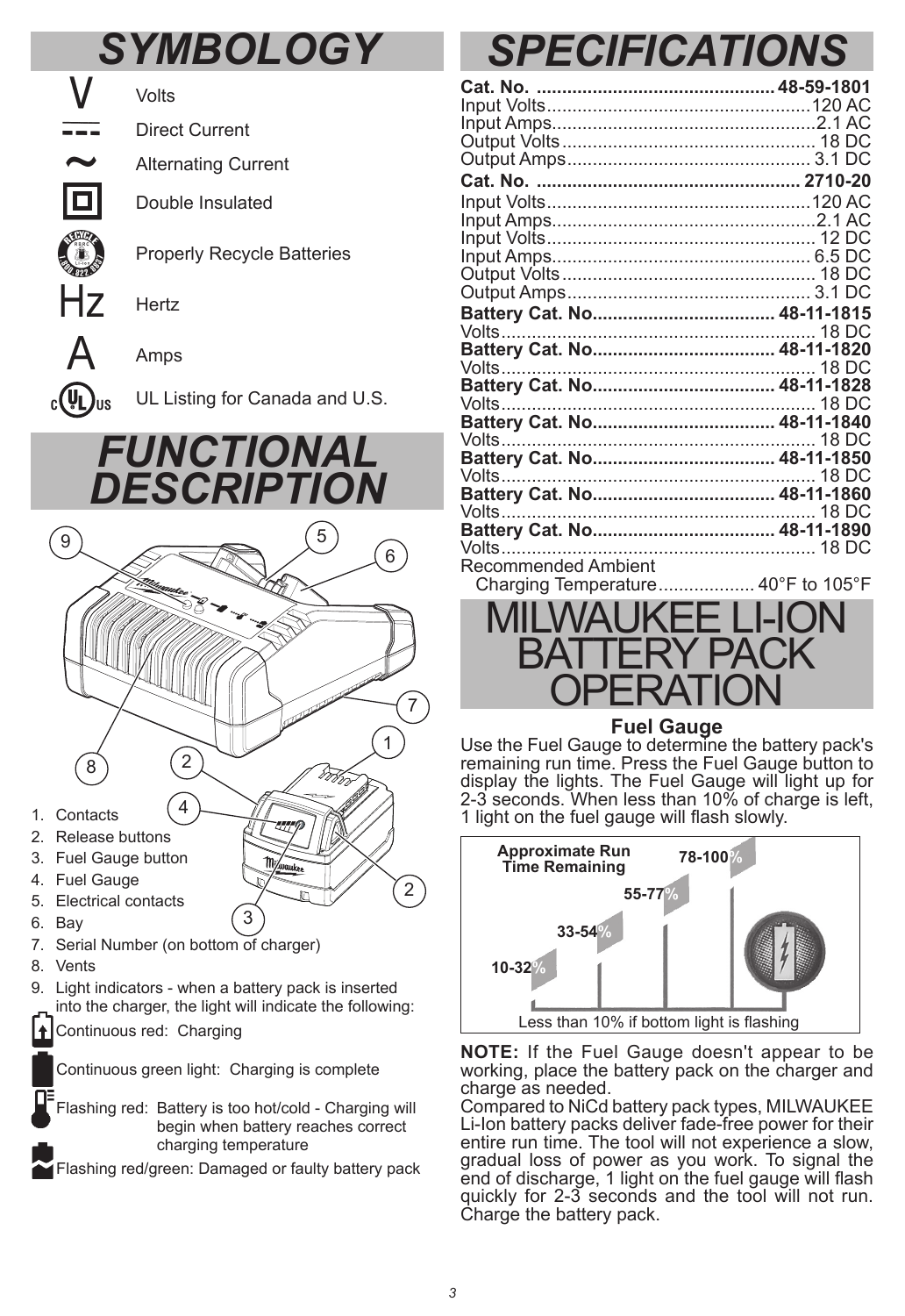# SYMBOLOGY

- V — Volts
- Direct Current
- ~ — Alternating Current
- Double Insulated
- Properly Recycle Batteries
- Hz — Hertz
- A — Amps
- UL Listing for Canada and U.S.

# FUNCTIONAL DESCRIPTION

1. Contacts
2. Release buttons
3. Fuel Gauge button
4. Fuel Gauge
5. Electrical contacts
6. Bay
7. Serial Number (on bottom of charger)
8. Vents
9. Light indicators - when a battery pack is inserted into the charger, the light will indicate the following:

Continuous red: Charging

Continuous green light: Charging is complete

Flashing red: Battery is too hot/cold - Charging will begin when battery reaches correct charging temperature

Flashing red/green: Damaged or faulty battery pack

# SPECIFICATIONS

**Cat. No. .............................................. 48-59-1801**
Input Volts.................................................120 AC
Input Amps.................................................2.1 AC
Output Volts................................................ 18 DC
Output Amps.............................................. 3.1 DC

**Cat. No. ................................................... 2710-20**
Input Volts.................................................120 AC
Input Amps.................................................2.1 AC
Input Volts.................................................. 12 DC
Input Amps................................................. 6.5 DC
Output Volts................................................ 18 DC
Output Amps.............................................. 3.1 DC

**Battery Cat. No................................... 48-11-1815**
Volts............................................................ 18 DC
**Battery Cat. No................................... 48-11-1820**
Volts............................................................ 18 DC
**Battery Cat. No................................... 48-11-1828**
Volts............................................................ 18 DC
**Battery Cat. No................................... 48-11-1840**
Volts............................................................ 18 DC
**Battery Cat. No................................... 48-11-1850**
Volts............................................................ 18 DC
**Battery Cat. No................................... 48-11-1860**
Volts............................................................ 18 DC
**Battery Cat. No................................... 48-11-1890**
Volts............................................................ 18 DC

Recommended Ambient
Charging Temperature.................. 40°F to 105°F

# MILWAUKEE LI-ION BATTERY PACK OPERATION

### Fuel Gauge

Use the Fuel Gauge to determine the battery pack's remaining run time. Press the Fuel Gauge button to display the lights. The Fuel Gauge will light up for 2-3 seconds. When less than 10% of charge is left, 1 light on the fuel gauge will flash slowly.

Approximate Run Time Remaining: 10-32%, 33-54%, 55-77%, 78-100%

Less than 10% if bottom light is flashing

**NOTE:** If the Fuel Gauge doesn't appear to be working, place the battery pack on the charger and charge as needed.

Compared to NiCd battery pack types, MILWAUKEE Li-Ion battery packs deliver fade-free power for their entire run time. The tool will not experience a slow, gradual loss of power as you work. To signal the end of discharge, 1 light on the fuel gauge will flash quickly for 2-3 seconds and the tool will not run. Charge the battery pack.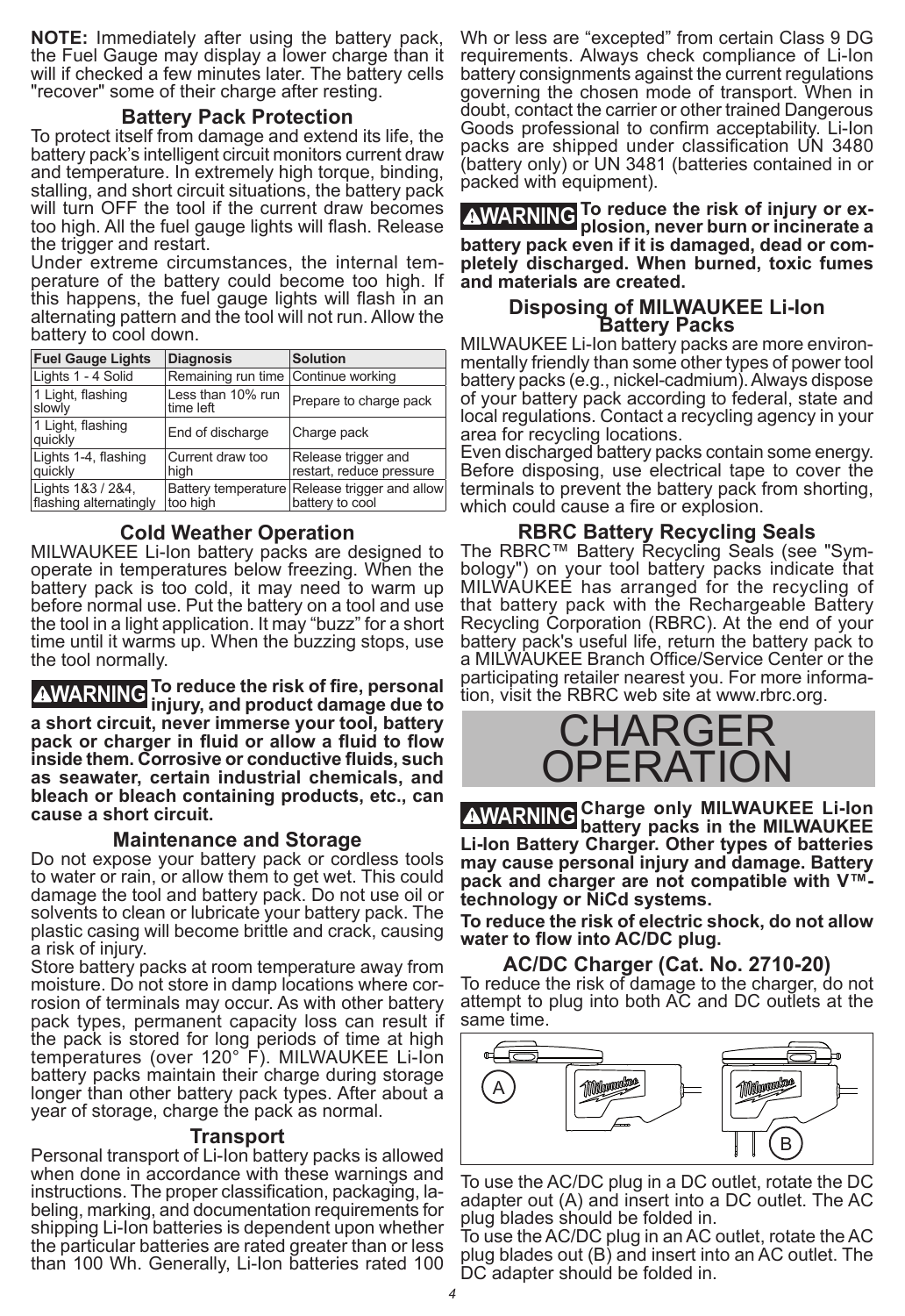**NOTE:** Immediately after using the battery pack, the Fuel Gauge may display a lower charge than it will if checked a few minutes later. The battery cells "recover" some of their charge after resting.

## Battery Pack Protection

To protect itself from damage and extend its life, the battery pack's intelligent circuit monitors current draw and temperature. In extremely high torque, binding, stalling, and short circuit situations, the battery pack will turn OFF the tool if the current draw becomes too high. All the fuel gauge lights will flash. Release the trigger and restart.

Under extreme circumstances, the internal temperature of the battery could become too high. If this happens, the fuel gauge lights will flash in an alternating pattern and the tool will not run. Allow the battery to cool down.

| Fuel Gauge Lights | Diagnosis | Solution |
|---|---|---|
| Lights 1 - 4 Solid | Remaining run time | Continue working |
| 1 Light, flashing slowly | Less than 10% run time left | Prepare to charge pack |
| 1 Light, flashing quickly | End of discharge | Charge pack |
| Lights 1-4, flashing quickly | Current draw too high | Release trigger and restart, reduce pressure |
| Lights 1&3 / 2&4, flashing alternatingly | Battery temperature too high | Release trigger and allow battery to cool |

## Cold Weather Operation

MILWAUKEE Li-Ion battery packs are designed to operate in temperatures below freezing. When the battery pack is too cold, it may need to warm up before normal use. Put the battery on a tool and use the tool in a light application. It may "buzz" for a short time until it warms up. When the buzzing stops, use the tool normally.

**⚠WARNING To reduce the risk of fire, personal injury, and product damage due to a short circuit, never immerse your tool, battery pack or charger in fluid or allow a fluid to flow inside them. Corrosive or conductive fluids, such as seawater, certain industrial chemicals, and bleach or bleach containing products, etc., can cause a short circuit.**

## Maintenance and Storage

Do not expose your battery pack or cordless tools to water or rain, or allow them to get wet. This could damage the tool and battery pack. Do not use oil or solvents to clean or lubricate your battery pack. The plastic casing will become brittle and crack, causing a risk of injury.

Store battery packs at room temperature away from moisture. Do not store in damp locations where corrosion of terminals may occur. As with other battery pack types, permanent capacity loss can result if the pack is stored for long periods of time at high temperatures (over 120° F). MILWAUKEE Li-Ion battery packs maintain their charge during storage longer than other battery pack types. After about a year of storage, charge the pack as normal.

## Transport

Personal transport of Li-Ion battery packs is allowed when done in accordance with these warnings and instructions. The proper classification, packaging, labeling, marking, and documentation requirements for shipping Li-Ion batteries is dependent upon whether the particular batteries are rated greater than or less than 100 Wh. Generally, Li-Ion batteries rated 100 Wh or less are "excepted" from certain Class 9 DG requirements. Always check compliance of Li-Ion battery consignments against the current regulations governing the chosen mode of transport. When in doubt, contact the carrier or other trained Dangerous Goods professional to confirm acceptability. Li-Ion packs are shipped under classification UN 3480 (battery only) or UN 3481 (batteries contained in or packed with equipment).

**⚠WARNING To reduce the risk of injury or explosion, never burn or incinerate a battery pack even if it is damaged, dead or completely discharged. When burned, toxic fumes and materials are created.**

## Disposing of MILWAUKEE Li-Ion Battery Packs

MILWAUKEE Li-Ion battery packs are more environmentally friendly than some other types of power tool battery packs (e.g., nickel-cadmium). Always dispose of your battery pack according to federal, state and local regulations. Contact a recycling agency in your area for recycling locations.

Even discharged battery packs contain some energy. Before disposing, use electrical tape to cover the terminals to prevent the battery pack from shorting, which could cause a fire or explosion.

## RBRC Battery Recycling Seals

The RBRC™ Battery Recycling Seals (see "Symbology") on your tool battery packs indicate that MILWAUKEE has arranged for the recycling of that battery pack with the Rechargeable Battery Recycling Corporation (RBRC). At the end of your battery pack's useful life, return the battery pack to a MILWAUKEE Branch Office/Service Center or the participating retailer nearest you. For more information, visit the RBRC web site at www.rbrc.org.

# CHARGER OPERATION

**⚠WARNING Charge only MILWAUKEE Li-Ion battery packs in the MILWAUKEE Li-Ion Battery Charger. Other types of batteries may cause personal injury and damage. Battery pack and charger are not compatible with V™-technology or NiCd systems.**

**To reduce the risk of electric shock, do not allow water to flow into AC/DC plug.**

## AC/DC Charger (Cat. No. 2710-20)

To reduce the risk of damage to the charger, do not attempt to plug into both AC and DC outlets at the same time.

A

B

To use the AC/DC plug in a DC outlet, rotate the DC adapter out (A) and insert into a DC outlet. The AC plug blades should be folded in.

To use the AC/DC plug in an AC outlet, rotate the AC plug blades out (B) and insert into an AC outlet. The DC adapter should be folded in.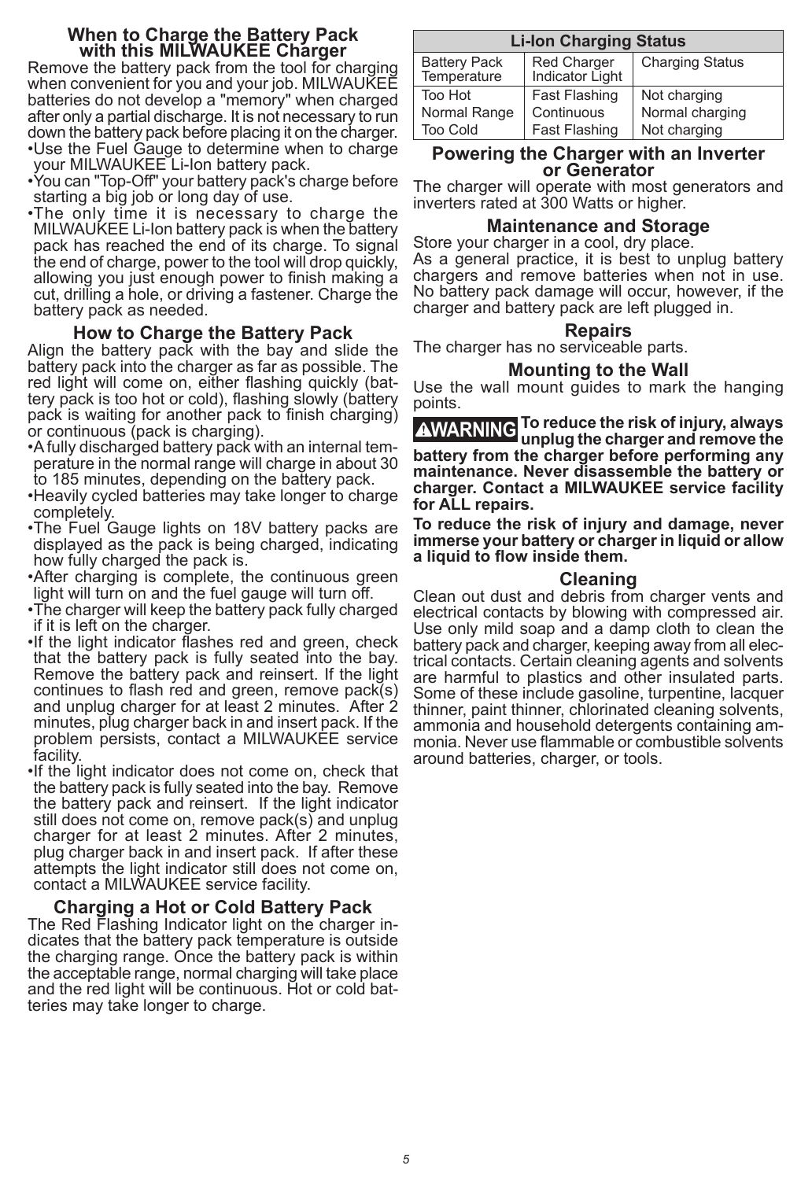## When to Charge the Battery Pack with this MILWAUKEE Charger

Remove the battery pack from the tool for charging when convenient for you and your job. MILWAUKEE batteries do not develop a "memory" when charged after only a partial discharge. It is not necessary to run down the battery pack before placing it on the charger.

- Use the Fuel Gauge to determine when to charge your MILWAUKEE Li-Ion battery pack.
- You can "Top-Off" your battery pack's charge before starting a big job or long day of use.
- The only time it is necessary to charge the MILWAUKEE Li-Ion battery pack is when the battery pack has reached the end of its charge. To signal the end of charge, power to the tool will drop quickly, allowing you just enough power to finish making a cut, drilling a hole, or driving a fastener. Charge the battery pack as needed.

## How to Charge the Battery Pack

Align the battery pack with the bay and slide the battery pack into the charger as far as possible. The red light will come on, either flashing quickly (battery pack is too hot or cold), flashing slowly (battery pack is waiting for another pack to finish charging) or continuous (pack is charging).

- A fully discharged battery pack with an internal temperature in the normal range will charge in about 30 to 185 minutes, depending on the battery pack.
- Heavily cycled batteries may take longer to charge completely.
- The Fuel Gauge lights on 18V battery packs are displayed as the pack is being charged, indicating how fully charged the pack is.
- After charging is complete, the continuous green light will turn on and the fuel gauge will turn off.
- The charger will keep the battery pack fully charged if it is left on the charger.
- If the light indicator flashes red and green, check that the battery pack is fully seated into the bay. Remove the battery pack and reinsert. If the light continues to flash red and green, remove pack(s) and unplug charger for at least 2 minutes. After 2 minutes, plug charger back in and insert pack. If the problem persists, contact a MILWAUKEE service facility.
- If the light indicator does not come on, check that the battery pack is fully seated into the bay. Remove the battery pack and reinsert. If the light indicator still does not come on, remove pack(s) and unplug charger for at least 2 minutes. After 2 minutes, plug charger back in and insert pack. If after these attempts the light indicator still does not come on, contact a MILWAUKEE service facility.

## Charging a Hot or Cold Battery Pack

The Red Flashing Indicator light on the charger indicates that the battery pack temperature is outside the charging range. Once the battery pack is within the acceptable range, normal charging will take place and the red light will be continuous. Hot or cold batteries may take longer to charge.

| Li-Ion Charging Status | | |
|---|---|---|
| Battery Pack Temperature | Red Charger Indicator Light | Charging Status |
| Too Hot | Fast Flashing | Not charging |
| Normal Range | Continuous | Normal charging |
| Too Cold | Fast Flashing | Not charging |

## Powering the Charger with an Inverter or Generator

The charger will operate with most generators and inverters rated at 300 Watts or higher.

## Maintenance and Storage

Store your charger in a cool, dry place.
As a general practice, it is best to unplug battery chargers and remove batteries when not in use. No battery pack damage will occur, however, if the charger and battery pack are left plugged in.

## Repairs

The charger has no serviceable parts.

## Mounting to the Wall

Use the wall mount guides to mark the hanging points.

**⚠WARNING To reduce the risk of injury, always unplug the charger and remove the battery from the charger before performing any maintenance. Never disassemble the battery or charger. Contact a MILWAUKEE service facility for ALL repairs.**

**To reduce the risk of injury and damage, never immerse your battery or charger in liquid or allow a liquid to flow inside them.**

## Cleaning

Clean out dust and debris from charger vents and electrical contacts by blowing with compressed air. Use only mild soap and a damp cloth to clean the battery pack and charger, keeping away from all electrical contacts. Certain cleaning agents and solvents are harmful to plastics and other insulated parts. Some of these include gasoline, turpentine, lacquer thinner, paint thinner, chlorinated cleaning solvents, ammonia and household detergents containing ammonia. Never use flammable or combustible solvents around batteries, charger, or tools.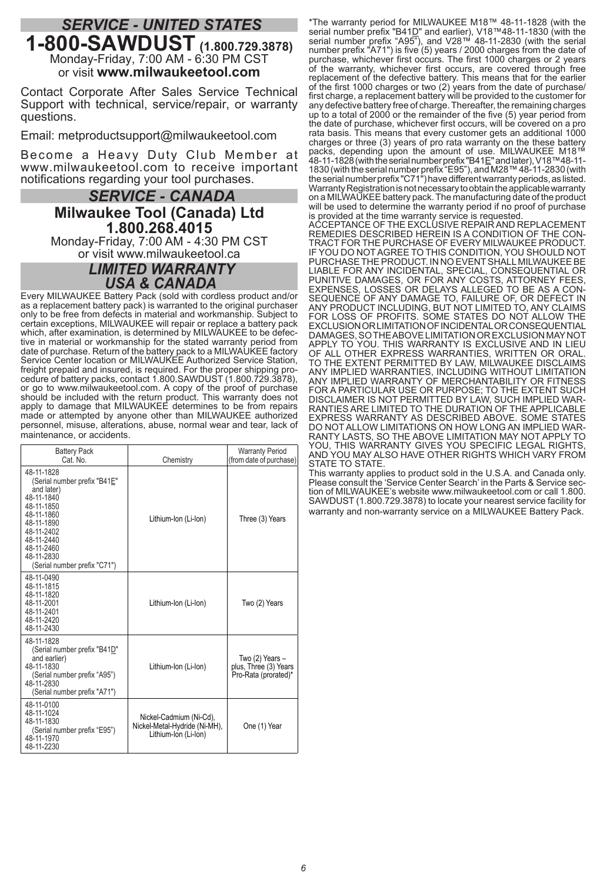## *SERVICE - UNITED STATES*

# 1-800-SAWDUST (1.800.729.3878)

Monday-Friday, 7:00 AM - 6:30 PM CST
or visit **www.milwaukeetool.com**

Contact Corporate After Sales Service Technical Support with technical, service/repair, or warranty questions.

Email: metproductsupport@milwaukeetool.com

Become a Heavy Duty Club Member at www.milwaukeetool.com to receive important notifications regarding your tool purchases.

## *SERVICE - CANADA*

**Milwaukee Tool (Canada) Ltd**
**1.800.268.4015**

Monday-Friday, 7:00 AM - 4:30 PM CST
or visit www.milwaukeetool.ca

## *LIMITED WARRANTY USA & CANADA*

Every MILWAUKEE Battery Pack (sold with cordless product and/or as a replacement battery pack) is warranted to the original purchaser only to be free from defects in material and workmanship. Subject to certain exceptions, MILWAUKEE will repair or replace a battery pack which, after examination, is determined by MILWAUKEE to be defective in material or workmanship for the stated warranty period from date of purchase. Return of the battery pack to a MILWAUKEE factory Service Center location or MILWAUKEE Authorized Service Station, freight prepaid and insured, is required. For the proper shipping procedure of battery packs, contact 1.800.SAWDUST (1.800.729.3878), or go to www.milwaukeetool.com. A copy of the proof of purchase should be included with the return product. This warranty does not apply to damage that MILWAUKEE determines to be from repairs made or attempted by anyone other than MILWAUKEE authorized personnel, misuse, alterations, abuse, normal wear and tear, lack of maintenance, or accidents.

| Battery Pack Cat. No. | Chemistry | Warranty Period (from date of purchase) |
|---|---|---|
| 48-11-1828 (Serial number prefix "B41E" and later)<br>48-11-1840<br>48-11-1850<br>48-11-1860<br>48-11-1890<br>48-11-2402<br>48-11-2440<br>48-11-2460<br>48-11-2830 (Serial number prefix "C71") | Lithium-Ion (Li-Ion) | Three (3) Years |
| 48-11-0490<br>48-11-1815<br>48-11-1820<br>48-11-2001<br>48-11-2401<br>48-11-2420<br>48-11-2430 | Lithium-Ion (Li-Ion) | Two (2) Years |
| 48-11-1828 (Serial number prefix "B41D" and earlier)<br>48-11-1830 (Serial number prefix "A95")<br>48-11-2830 (Serial number prefix "A71") | Lithium-Ion (Li-Ion) | Two (2) Years – plus, Three (3) Years Pro-Rata (prorated)* |
| 48-11-0100<br>48-11-1024<br>48-11-1830 (Serial number prefix "E95")<br>48-11-1970<br>48-11-2230 | Nickel-Cadmium (Ni-Cd), Nickel-Metal-Hydride (Ni-MH), Lithium-Ion (Li-Ion) | One (1) Year |

*The warranty period for MILWAUKEE M18™ 48-11-1828 (with the serial number prefix "B41D" and earlier), V18™48-11-1830 (with the serial number prefix "A95"), and V28™ 48-11-2830 (with the serial number prefix "A71") is five (5) years / 2000 charges from the date of purchase, whichever first occurs. The first 1000 charges or 2 years of the warranty, whichever first occurs, are covered through free replacement of the defective battery. This means that for the earlier of the first 1000 charges or two (2) years from the date of purchase/ first charge, a replacement battery will be provided to the customer for any defective battery free of charge. Thereafter, the remaining charges up to a total of 2000 or the remainder of the five (5) year period from the date of purchase, whichever first occurs, will be covered on a pro rata basis. This means that every customer gets an additional 1000 charges or three (3) years of pro rata warranty on the these battery packs, depending upon the amount of use. MILWAUKEE M18™ 48-11-1828 (with the serial number prefix "B41E" and later), V18™48-11-1830 (with the serial number prefix "E95"), and M28™ 48-11-2830 (with the serial number prefix "C71") have different warranty periods, as listed. Warranty Registration is not necessary to obtain the applicable warranty on a MILWAUKEE battery pack. The manufacturing date of the product will be used to determine the warranty period if no proof of purchase is provided at the time warranty service is requested.

ACCEPTANCE OF THE EXCLUSIVE REPAIR AND REPLACEMENT REMEDIES DESCRIBED HEREIN IS A CONDITION OF THE CONTRACT FOR THE PURCHASE OF EVERY MILWAUKEE PRODUCT. IF YOU DO NOT AGREE TO THIS CONDITION, YOU SHOULD NOT PURCHASE THE PRODUCT. IN NO EVENT SHALL MILWAUKEE BE LIABLE FOR ANY INCIDENTAL, SPECIAL, CONSEQUENTIAL OR PUNITIVE DAMAGES, OR FOR ANY COSTS, ATTORNEY FEES, EXPENSES, LOSSES OR DELAYS ALLEGED TO BE AS A CONSEQUENCE OF ANY DAMAGE TO, FAILURE OF, OR DEFECT IN ANY PRODUCT INCLUDING, BUT NOT LIMITED TO, ANY CLAIMS FOR LOSS OF PROFITS. SOME STATES DO NOT ALLOW THE EXCLUSION OR LIMITATION OF INCIDENTAL OR CONSEQUENTIAL DAMAGES, SO THE ABOVE LIMITATION OR EXCLUSION MAY NOT APPLY TO YOU. THIS WARRANTY IS EXCLUSIVE AND IN LIEU OF ALL OTHER EXPRESS WARRANTIES, WRITTEN OR ORAL. TO THE EXTENT PERMITTED BY LAW, MILWAUKEE DISCLAIMS ANY IMPLIED WARRANTIES, INCLUDING WITHOUT LIMITATION ANY IMPLIED WARRANTY OF MERCHANTABILITY OR FITNESS FOR A PARTICULAR USE OR PURPOSE; TO THE EXTENT SUCH DISCLAIMER IS NOT PERMITTED BY LAW, SUCH IMPLIED WARRANTIES ARE LIMITED TO THE DURATION OF THE APPLICABLE EXPRESS WARRANTY AS DESCRIBED ABOVE. SOME STATES DO NOT ALLOW LIMITATIONS ON HOW LONG AN IMPLIED WARRANTY LASTS, SO THE ABOVE LIMITATION MAY NOT APPLY TO YOU. THIS WARRANTY GIVES YOU SPECIFIC LEGAL RIGHTS, AND YOU MAY ALSO HAVE OTHER RIGHTS WHICH VARY FROM STATE TO STATE.

This warranty applies to product sold in the U.S.A. and Canada only. Please consult the 'Service Center Search' in the Parts & Service section of MILWAUKEE's website www.milwaukeetool.com or call 1.800. SAWDUST (1.800.729.3878) to locate your nearest service facility for warranty and non-warranty service on a MILWAUKEE Battery Pack.